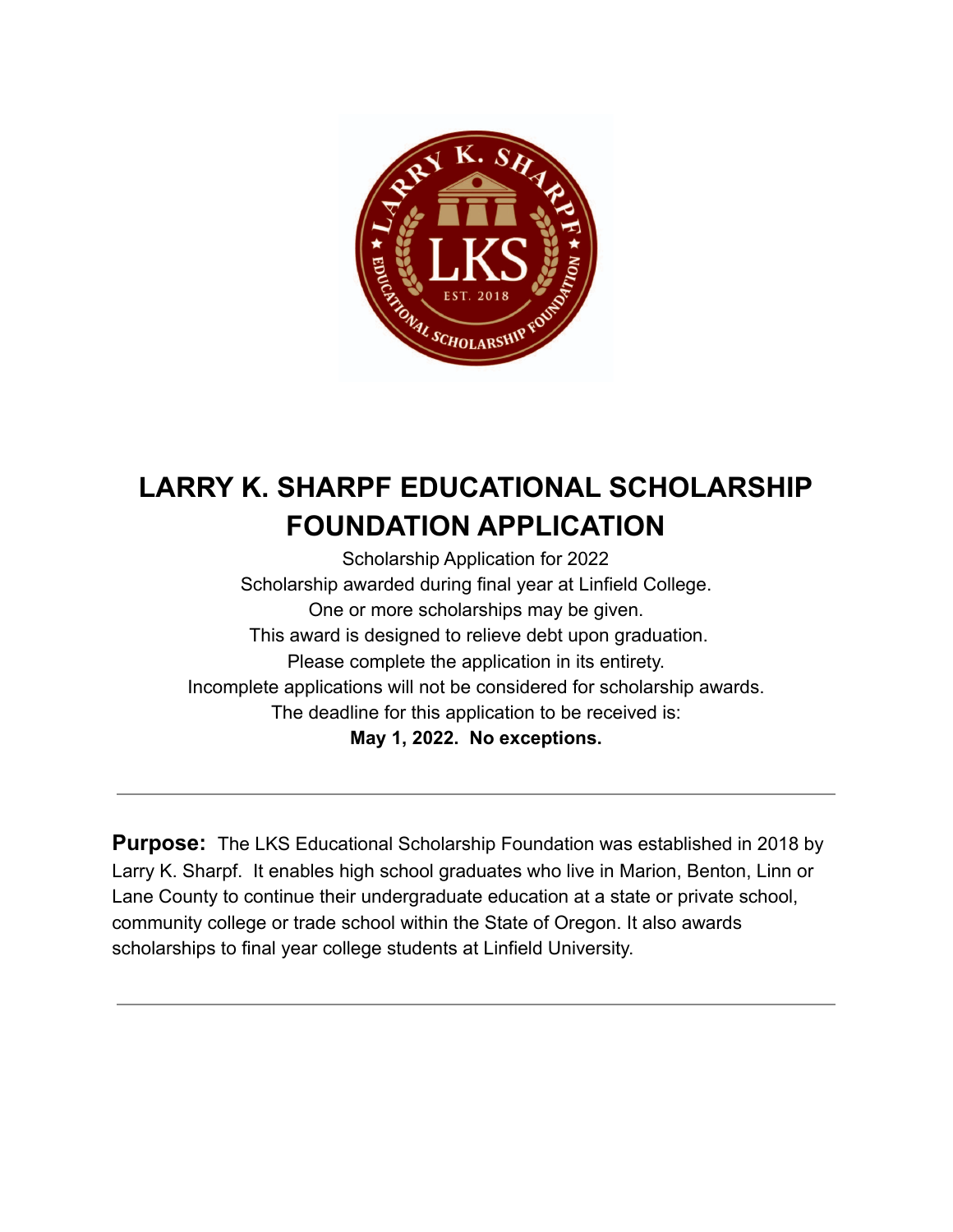# LARRY K. SHARPF EDUCATIONAL SCHOLARSHIP FOUNDATION APPLICATION

Scholarship Application for 2022

Scholarship awarded during final year at Linfield College.

One or more scholarships may be given.

This award is designed to relieve debt upon graduation.

Please complete the application in its entirety.

Incomplete applications will not be considered for scholarship awards.

The deadline for this application to be received is:

**May 1, 2022. No exceptions.**

---

**Purpose:** The LKS Educational Scholarship Foundation was established in 2018 by Larry K. Sharpf. It enables high school graduates who live in Marion, Benton, Linn or Lane County to continue their undergraduate education at a state or private school, community college or trade school within the State of Oregon. It also awards scholarships to final year college students at Linfield University.

---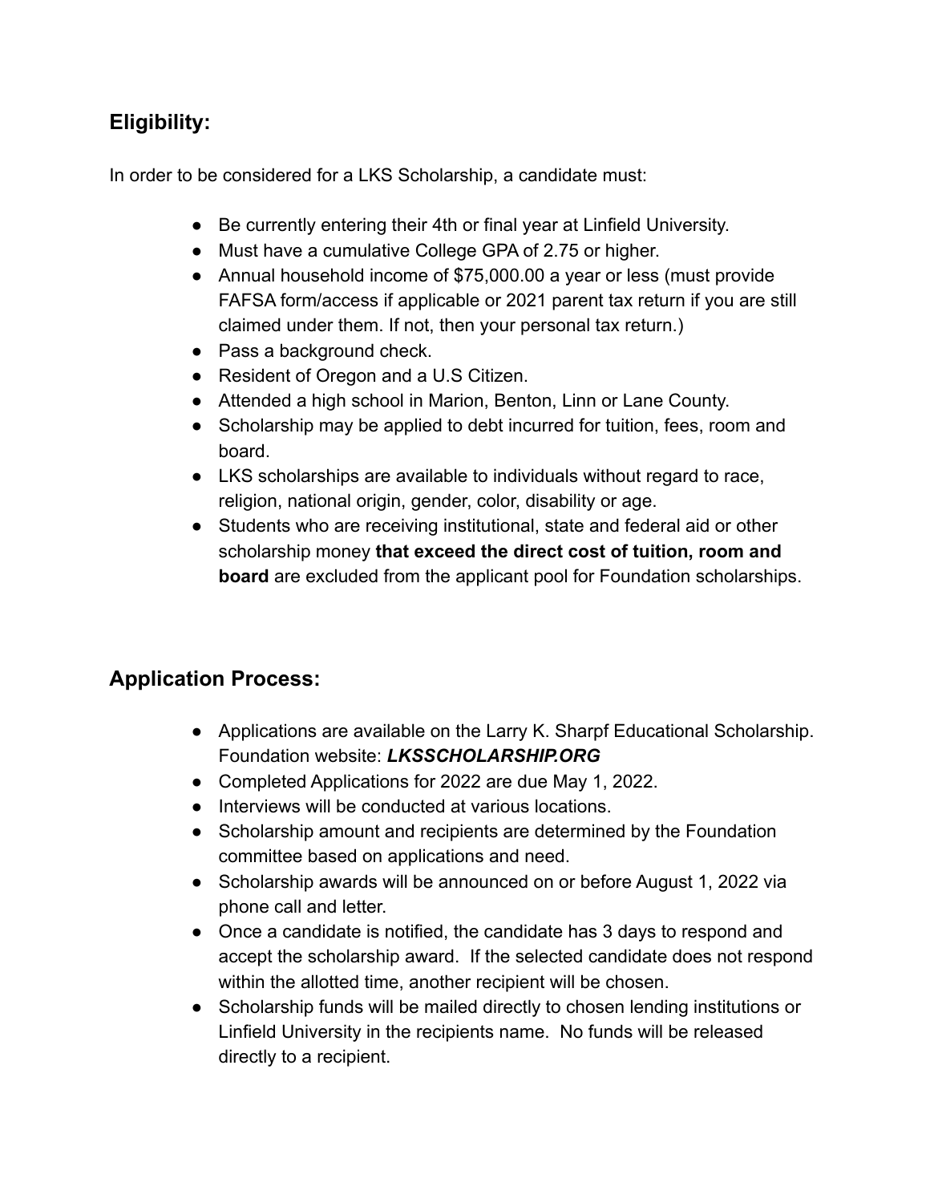## Eligibility:

In order to be considered for a LKS Scholarship, a candidate must:

- Be currently entering their 4th or final year at Linfield University.
- Must have a cumulative College GPA of 2.75 or higher.
- Annual household income of $75,000.00 a year or less (must provide FAFSA form/access if applicable or 2021 parent tax return if you are still claimed under them. If not, then your personal tax return.)
- Pass a background check.
- Resident of Oregon and a U.S Citizen.
- Attended a high school in Marion, Benton, Linn or Lane County.
- Scholarship may be applied to debt incurred for tuition, fees, room and board.
- LKS scholarships are available to individuals without regard to race, religion, national origin, gender, color, disability or age.
- Students who are receiving institutional, state and federal aid or other scholarship money **that exceed the direct cost of tuition, room and board** are excluded from the applicant pool for Foundation scholarships.

## Application Process:

- Applications are available on the Larry K. Sharpf Educational Scholarship. Foundation website: ***LKSSCHOLARSHIP.ORG***
- Completed Applications for 2022 are due May 1, 2022.
- Interviews will be conducted at various locations.
- Scholarship amount and recipients are determined by the Foundation committee based on applications and need.
- Scholarship awards will be announced on or before August 1, 2022 via phone call and letter.
- Once a candidate is notified, the candidate has 3 days to respond and accept the scholarship award. If the selected candidate does not respond within the allotted time, another recipient will be chosen.
- Scholarship funds will be mailed directly to chosen lending institutions or Linfield University in the recipients name. No funds will be released directly to a recipient.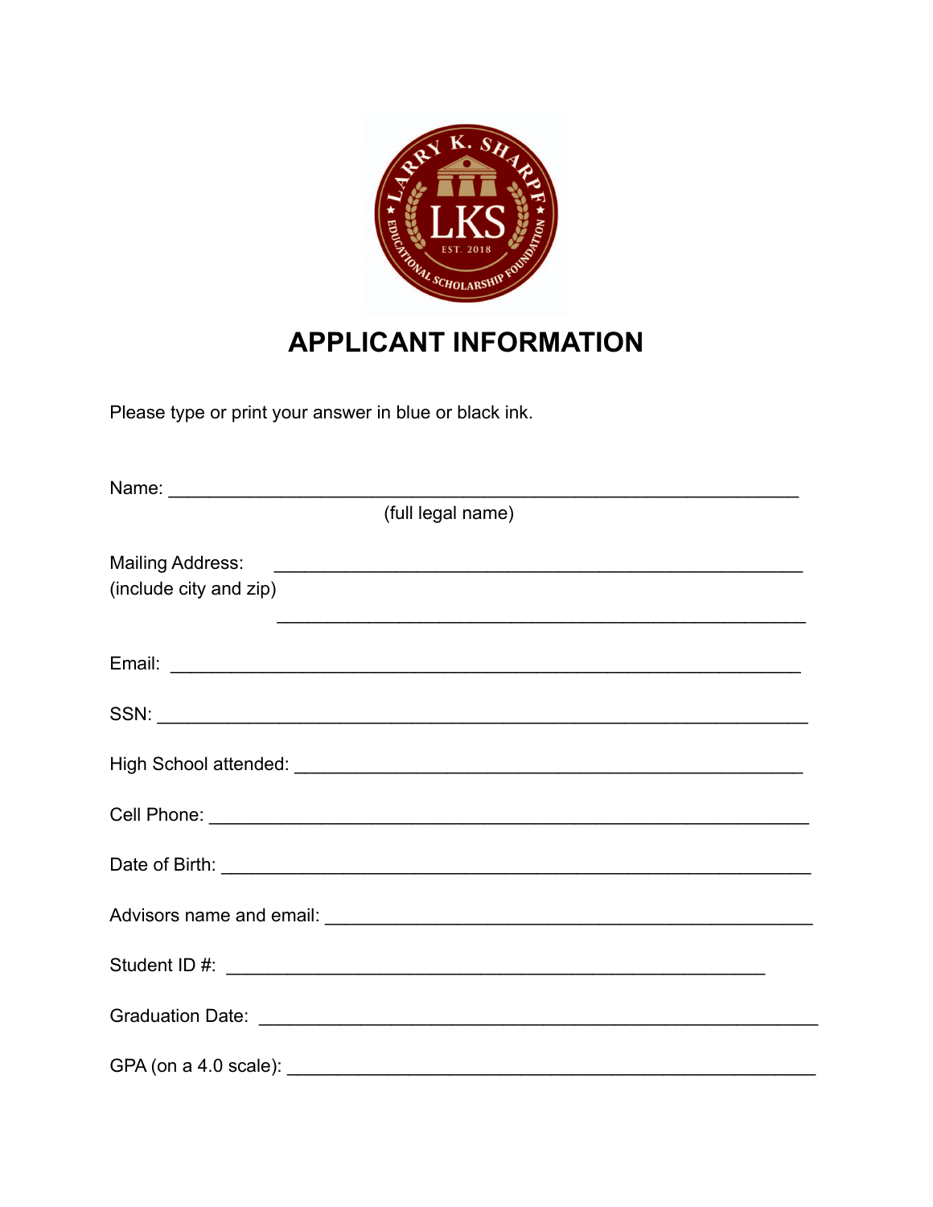# APPLICANT INFORMATION

Please type or print your answer in blue or black ink.

Name: ___________________________________________________________
(full legal name)

Mailing Address: ___________________________________________________
(include city and zip)

___________________________________________________

Email: ___________________________________________________________

SSN: ____________________________________________________________

High School attended: ______________________________________________

Cell Phone: _______________________________________________________

Date of Birth: _____________________________________________________

Advisors name and email: ___________________________________________

Student ID #: ____________________________________________________

Graduation Date: __________________________________________________

GPA (on a 4.0 scale): ______________________________________________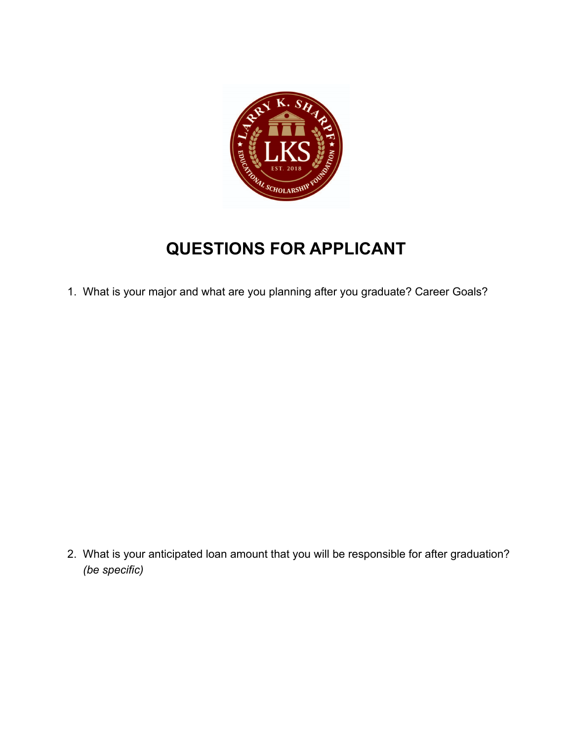# QUESTIONS FOR APPLICANT

1. What is your major and what are you planning after you graduate? Career Goals?

2. What is your anticipated loan amount that you will be responsible for after graduation? *(be specific)*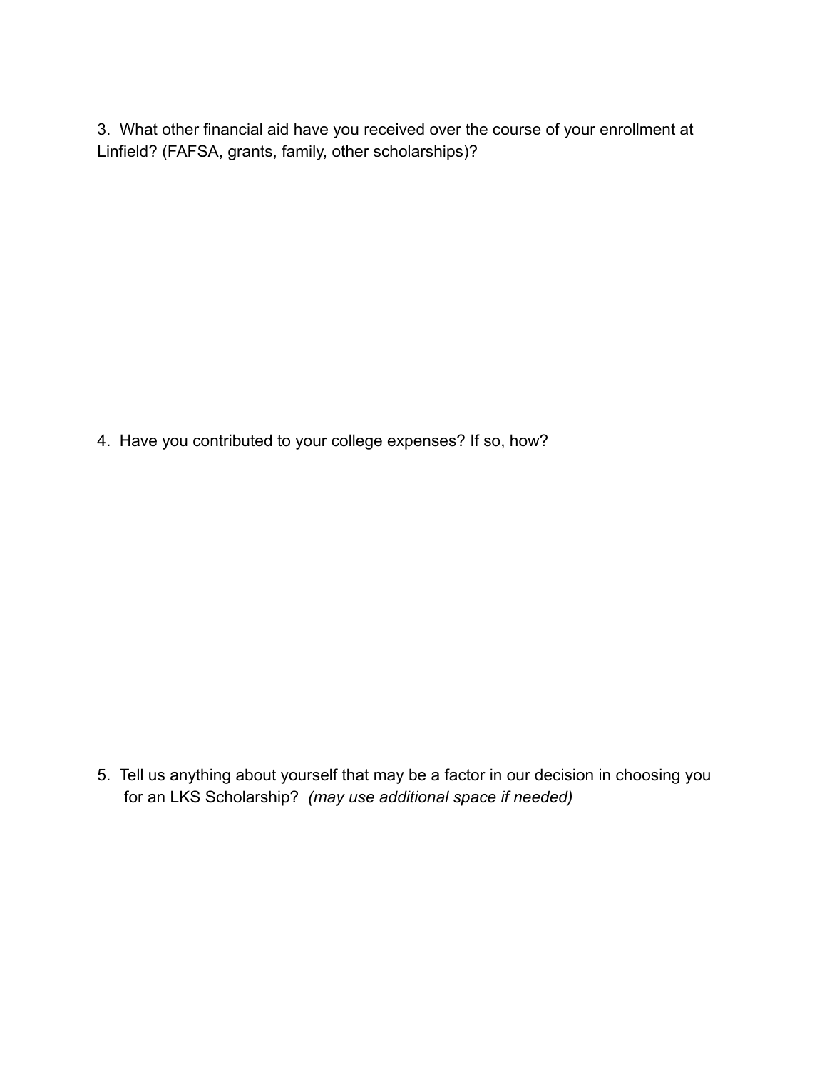3. What other financial aid have you received over the course of your enrollment at Linfield? (FAFSA, grants, family, other scholarships)?

4. Have you contributed to your college expenses? If so, how?

5. Tell us anything about yourself that may be a factor in our decision in choosing you for an LKS Scholarship? *(may use additional space if needed)*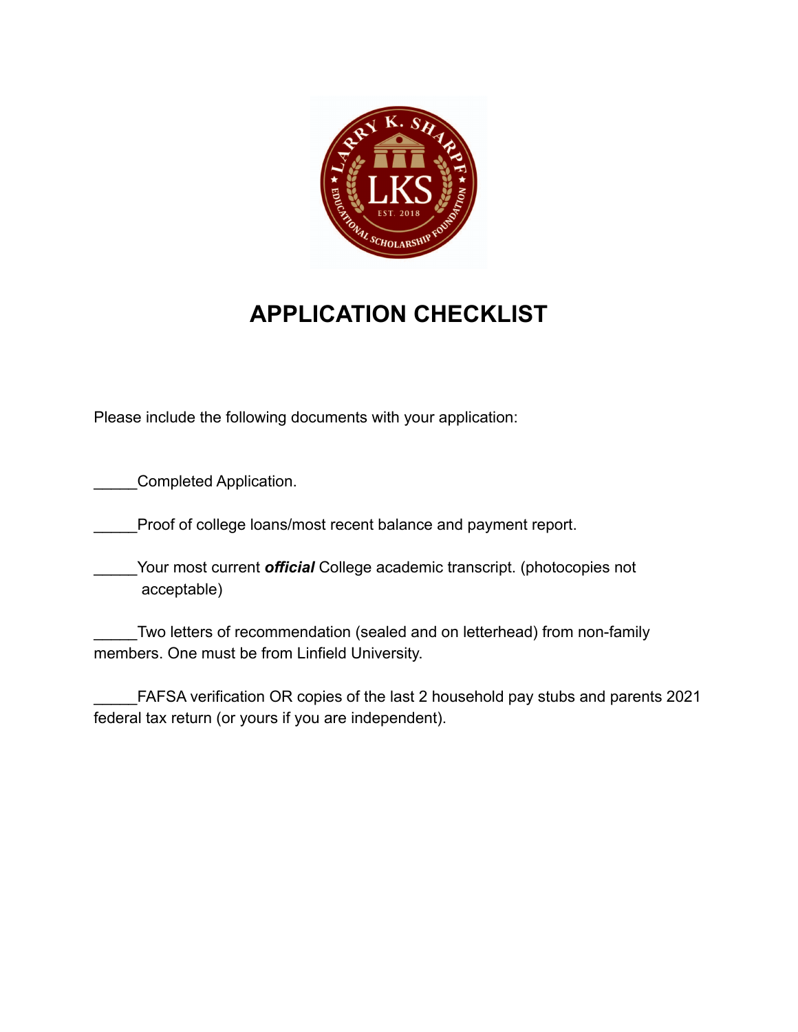# APPLICATION CHECKLIST

Please include the following documents with your application:

_____Completed Application.

_____Proof of college loans/most recent balance and payment report.

_____Your most current ***official*** College academic transcript. (photocopies not acceptable)

_____Two letters of recommendation (sealed and on letterhead) from non-family members. One must be from Linfield University.

_____FAFSA verification OR copies of the last 2 household pay stubs and parents 2021 federal tax return (or yours if you are independent).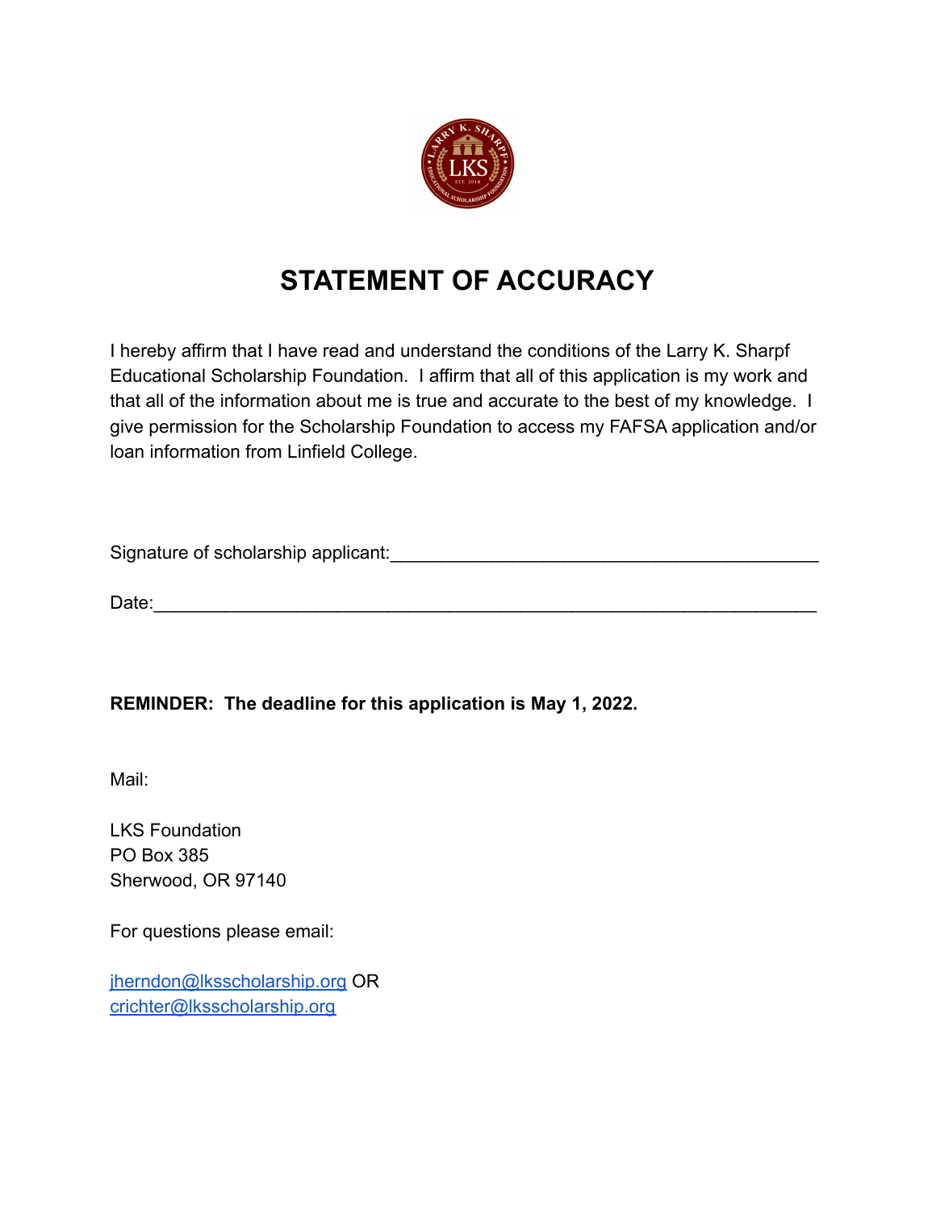# STATEMENT OF ACCURACY

I hereby affirm that I have read and understand the conditions of the Larry K. Sharpf Educational Scholarship Foundation. I affirm that all of this application is my work and that all of the information about me is true and accurate to the best of my knowledge. I give permission for the Scholarship Foundation to access my FAFSA application and/or loan information from Linfield College.

Signature of scholarship applicant:_________________________________________

Date:_________________________________________________________________

**REMINDER: The deadline for this application is May 1, 2022.**

Mail:

LKS Foundation
PO Box 385
Sherwood, OR 97140

For questions please email:

jherndon@lksscholarship.org OR
crichter@lksscholarship.org